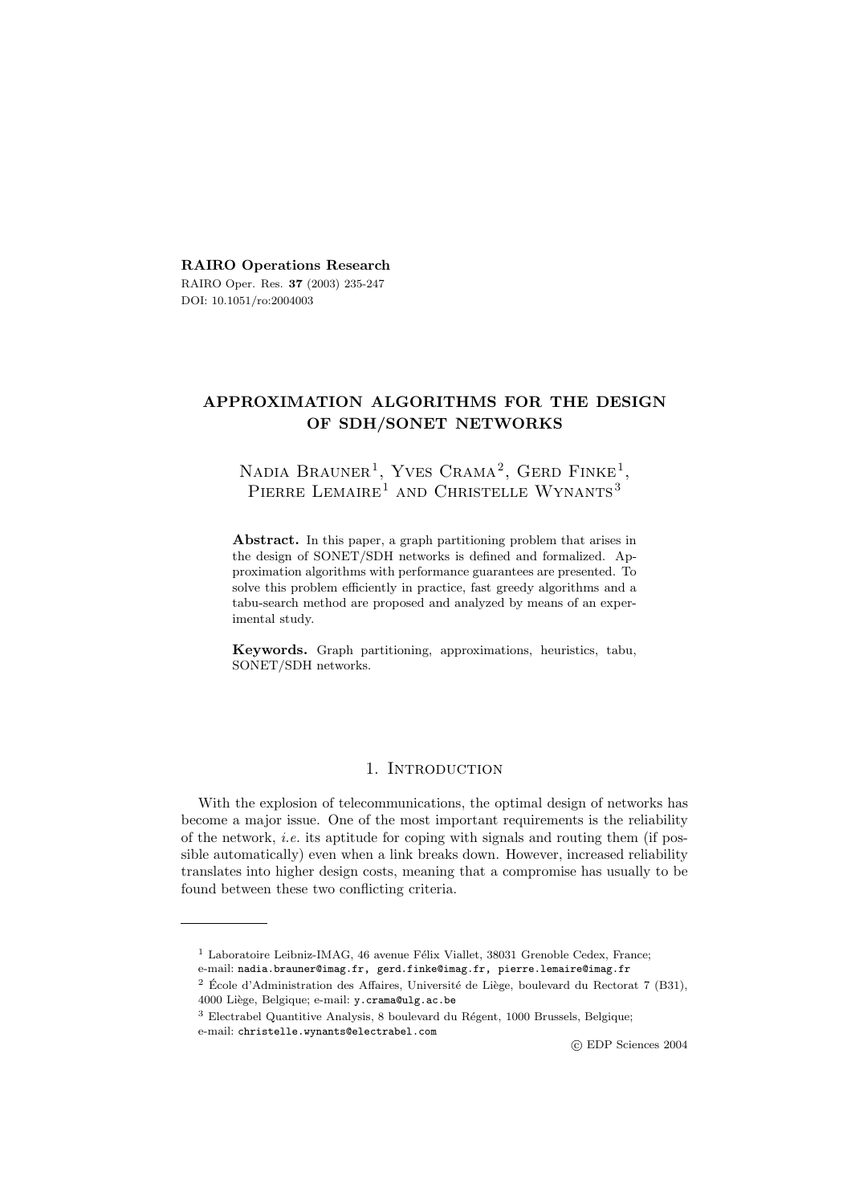**RAIRO Operations Research**

RAIRO Oper. Res. **37** (2003) 235-247

DOI: 10.1051/ro:2004003

# APPROXIMATION ALGORITHMS FOR THE DESIGN OF SDH/SONET NETWORKS

Nadia Brauner[1], Yves Crama[2], Gerd Finke[1], Pierre Lemaire[1] and Christelle Wynants[3]

**Abstract.** In this paper, a graph partitioning problem that arises in the design of SONET/SDH networks is defined and formalized. Approximation algorithms with performance guarantees are presented. To solve this problem efficiently in practice, fast greedy algorithms and a tabu-search method are proposed and analyzed by means of an experimental study.

**Keywords.** Graph partitioning, approximations, heuristics, tabu, SONET/SDH networks.

## 1. Introduction

With the explosion of telecommunications, the optimal design of networks has become a major issue. One of the most important requirements is the reliability of the network, *i.e.* its aptitude for coping with signals and routing them (if possible automatically) even when a link breaks down. However, increased reliability translates into higher design costs, meaning that a compromise has usually to be found between these two conflicting criteria.

---

[1] Laboratoire Leibniz-IMAG, 46 avenue Félix Viallet, 38031 Grenoble Cedex, France; e-mail: nadia.brauner@imag.fr, gerd.finke@imag.fr, pierre.lemaire@imag.fr

[2] École d'Administration des Affaires, Université de Liège, boulevard du Rectorat 7 (B31), 4000 Liège, Belgique; e-mail: y.crama@ulg.ac.be

[3] Electrabel Quantitive Analysis, 8 boulevard du Régent, 1000 Brussels, Belgique; e-mail: christelle.wynants@electrabel.com

© EDP Sciences 2004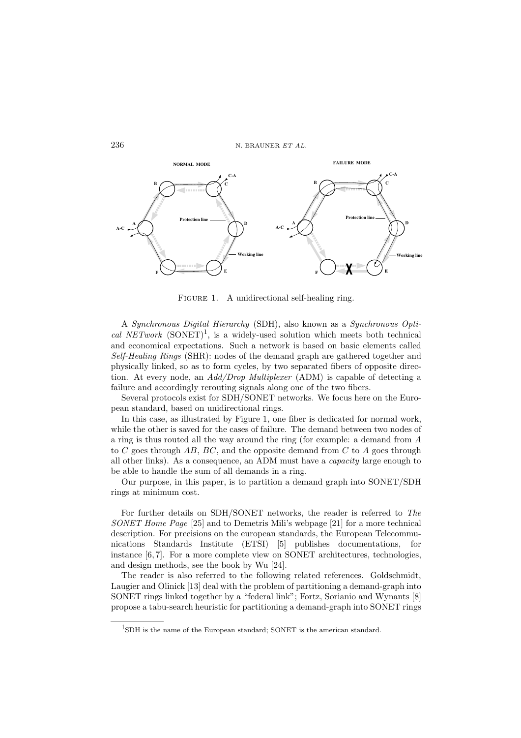FIGURE 1. A unidirectional self-healing ring.

A *Synchronous Digital Hierarchy* (SDH), also known as a *Synchronous Optical NETwork* (SONET)[1], is a widely-used solution which meets both technical and economical expectations. Such a network is based on basic elements called *Self-Healing Rings* (SHR): nodes of the demand graph are gathered together and physically linked, so as to form cycles, by two separated fibers of opposite direction. At every node, an *Add/Drop Multiplexer* (ADM) is capable of detecting a failure and accordingly rerouting signals along one of the two fibers.

Several protocols exist for SDH/SONET networks. We focus here on the European standard, based on unidirectional rings.

In this case, as illustrated by Figure 1, one fiber is dedicated for normal work, while the other is saved for the cases of failure. The demand between two nodes of a ring is thus routed all the way around the ring (for example: a demand from $A$ to $C$ goes through $AB$, $BC$, and the opposite demand from $C$ to $A$ goes through all other links). As a consequence, an ADM must have a *capacity* large enough to be able to handle the sum of all demands in a ring.

Our purpose, in this paper, is to partition a demand graph into SONET/SDH rings at minimum cost.

For further details on SDH/SONET networks, the reader is referred to *The SONET Home Page* [25] and to Demetris Mili's webpage [21] for a more technical description. For precisions on the european standards, the European Telecommunications Standards Institute (ETSI) [5] publishes documentations, for instance [6, 7]. For a more complete view on SONET architectures, technologies, and design methods, see the book by Wu [24].

The reader is also referred to the following related references. Goldschmidt, Laugier and Olinick [13] deal with the problem of partitioning a demand-graph into SONET rings linked together by a "federal link"; Fortz, Soriano and Wynants [8] propose a tabu-search heuristic for partitioning a demand-graph into SONET rings

[1] SDH is the name of the European standard; SONET is the american standard.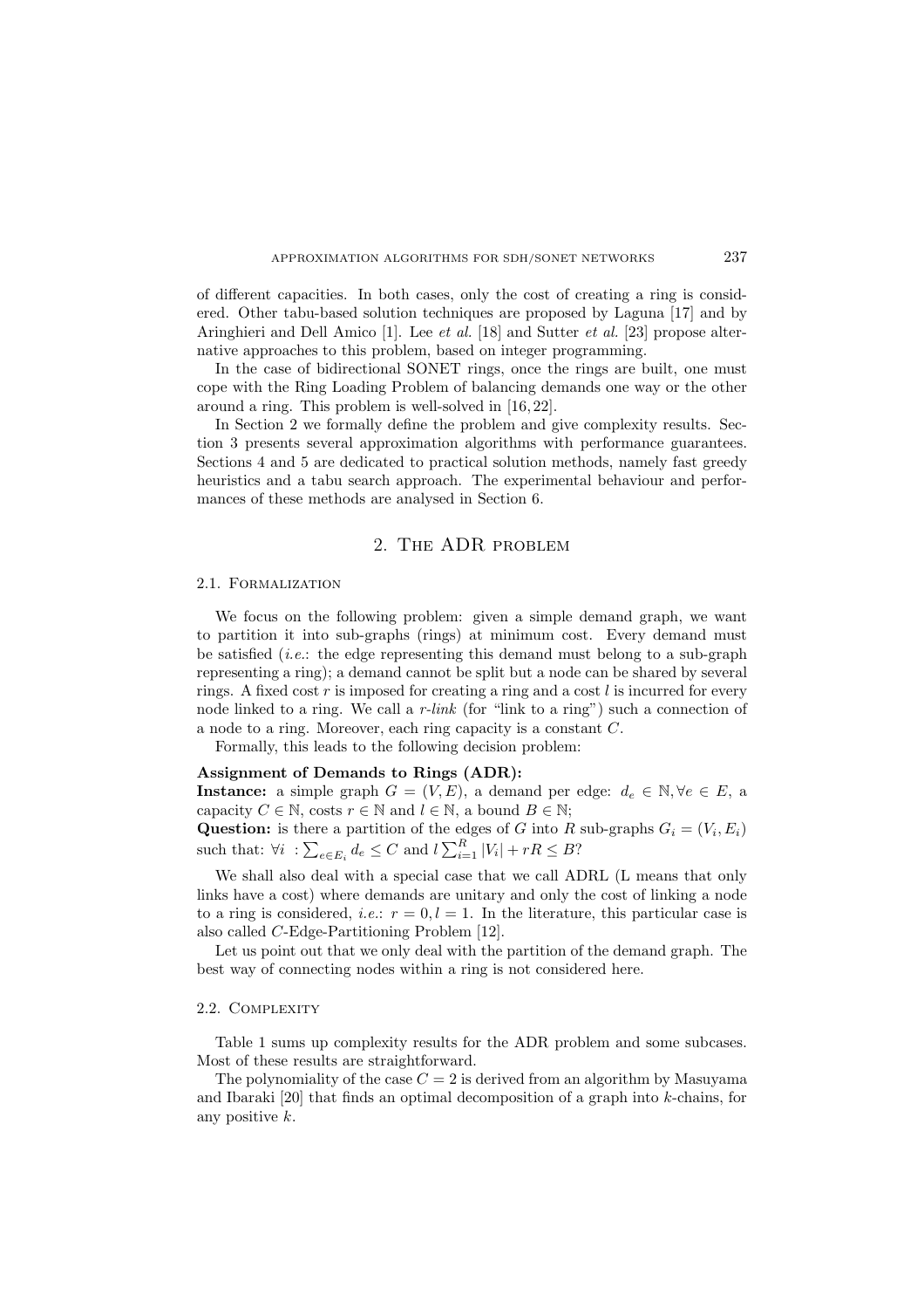of different capacities. In both cases, only the cost of creating a ring is considered. Other tabu-based solution techniques are proposed by Laguna [17] and by Aringhieri and Dell Amico [1]. Lee *et al.* [18] and Sutter *et al.* [23] propose alternative approaches to this problem, based on integer programming.

In the case of bidirectional SONET rings, once the rings are built, one must cope with the Ring Loading Problem of balancing demands one way or the other around a ring. This problem is well-solved in [16, 22].

In Section 2 we formally define the problem and give complexity results. Section 3 presents several approximation algorithms with performance guarantees. Sections 4 and 5 are dedicated to practical solution methods, namely fast greedy heuristics and a tabu search approach. The experimental behaviour and performances of these methods are analysed in Section 6.

## 2. The ADR problem

### 2.1. Formalization

We focus on the following problem: given a simple demand graph, we want to partition it into sub-graphs (rings) at minimum cost. Every demand must be satisfied (*i.e.*: the edge representing this demand must belong to a sub-graph representing a ring); a demand cannot be split but a node can be shared by several rings. A fixed cost $r$ is imposed for creating a ring and a cost $l$ is incurred for every node linked to a ring. We call a *r-link* (for "link to a ring") such a connection of a node to a ring. Moreover, each ring capacity is a constant $C$.

Formally, this leads to the following decision problem:

**Assignment of Demands to Rings (ADR):**
**Instance:** a simple graph $G = (V, E)$, a demand per edge: $d_e \in \mathbb{N}, \forall e \in E$, a capacity $C \in \mathbb{N}$, costs $r \in \mathbb{N}$ and $l \in \mathbb{N}$, a bound $B \in \mathbb{N}$;
**Question:** is there a partition of the edges of $G$ into $R$ sub-graphs $G_i = (V_i, E_i)$ such that: $\forall i \ : \sum_{e \in E_i} d_e \leq C$ and $l \sum_{i=1}^{R} |V_i| + rR \leq B$?

We shall also deal with a special case that we call ADRL (L means that only links have a cost) where demands are unitary and only the cost of linking a node to a ring is considered, *i.e.*: $r = 0, l = 1$. In the literature, this particular case is also called $C$-Edge-Partitioning Problem [12].

Let us point out that we only deal with the partition of the demand graph. The best way of connecting nodes within a ring is not considered here.

### 2.2. Complexity

Table 1 sums up complexity results for the ADR problem and some subcases. Most of these results are straightforward.

The polynomiality of the case $C = 2$ is derived from an algorithm by Masuyama and Ibaraki [20] that finds an optimal decomposition of a graph into $k$-chains, for any positive $k$.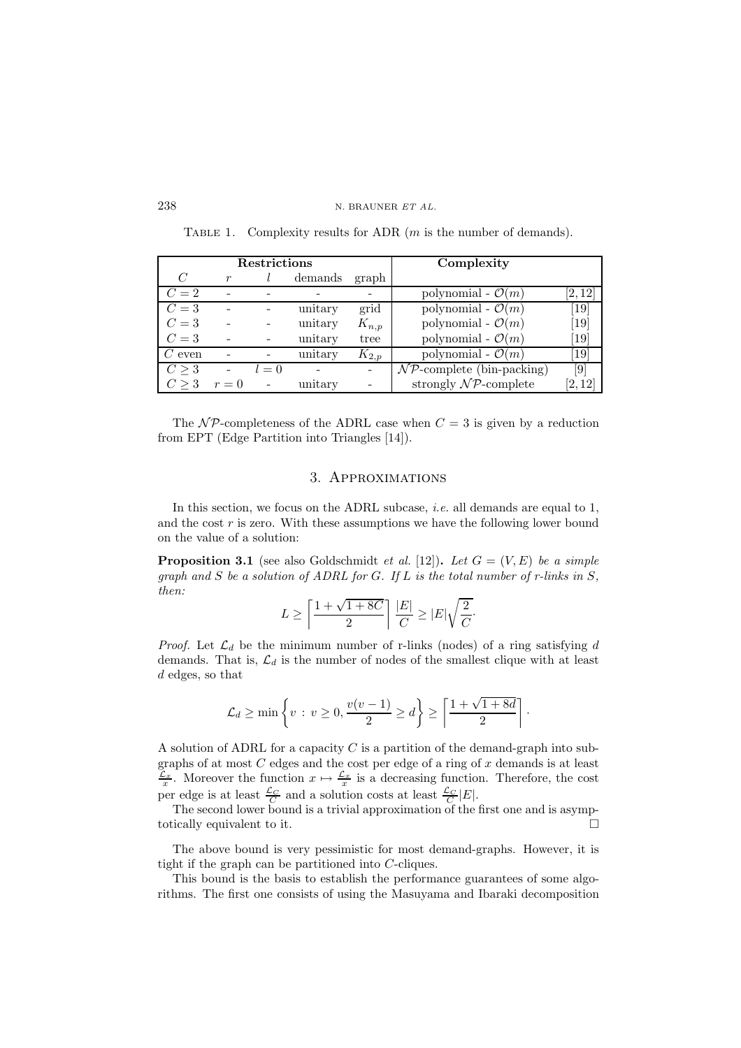Table 1. Complexity results for ADR ($m$ is the number of demands).

| Restrictions | | | | | Complexity | |
|---|---|---|---|---|---|---|
| $C$ | $r$ | $l$ | demands | graph | | |
| $C = 2$ | - | - | - | - | polynomial - $\mathcal{O}(m)$ | [2, 12] |
| $C = 3$ | - | - | unitary | grid | polynomial - $\mathcal{O}(m)$ | [19] |
| $C = 3$ | - | - | unitary | $K_{n,p}$ | polynomial - $\mathcal{O}(m)$ | [19] |
| $C = 3$ | - | - | unitary | tree | polynomial - $\mathcal{O}(m)$ | [19] |
| $C$ even | - | - | unitary | $K_{2,p}$ | polynomial - $\mathcal{O}(m)$ | [19] |
| $C \geq 3$ | - | $l = 0$ | - | - | $\mathcal{NP}$-complete (bin-packing) | [9] |
| $C \geq 3$ | $r = 0$ | - | unitary | - | strongly $\mathcal{NP}$-complete | [2, 12] |

The $\mathcal{NP}$-completeness of the ADRL case when $C = 3$ is given by a reduction from EPT (Edge Partition into Triangles [14]).

## 3. Approximations

In this section, we focus on the ADRL subcase, *i.e.* all demands are equal to 1, and the cost $r$ is zero. With these assumptions we have the following lower bound on the value of a solution:

**Proposition 3.1** (see also Goldschmidt *et al.* [12])**.** *Let $G = (V, E)$ be a simple graph and $S$ be a solution of ADRL for $G$. If $L$ is the total number of r-links in $S$, then:*

$$L \geq \left\lceil \frac{1 + \sqrt{1 + 8C}}{2} \right\rceil \frac{|E|}{C} \geq |E| \sqrt{\frac{2}{C}}.$$

*Proof.* Let $\mathcal{L}_d$ be the minimum number of r-links (nodes) of a ring satisfying $d$ demands. That is, $\mathcal{L}_d$ is the number of nodes of the smallest clique with at least $d$ edges, so that

$$\mathcal{L}_d \geq \min \left\{ v \, : \, v \geq 0, \frac{v(v-1)}{2} \geq d \right\} \geq \left\lceil \frac{1 + \sqrt{1 + 8d}}{2} \right\rceil.$$

A solution of ADRL for a capacity $C$ is a partition of the demand-graph into subgraphs of at most $C$ edges and the cost per edge of a ring of $x$ demands is at least $\frac{\mathcal{L}_x}{x}$. Moreover the function $x \mapsto \frac{\mathcal{L}_x}{x}$ is a decreasing function. Therefore, the cost per edge is at least $\frac{\mathcal{L}_C}{C}$ and a solution costs at least $\frac{\mathcal{L}_C}{C}|E|$.

The second lower bound is a trivial approximation of the first one and is asymptotically equivalent to it. $\square$

The above bound is very pessimistic for most demand-graphs. However, it is tight if the graph can be partitioned into $C$-cliques.

This bound is the basis to establish the performance guarantees of some algorithms. The first one consists of using the Masuyama and Ibaraki decomposition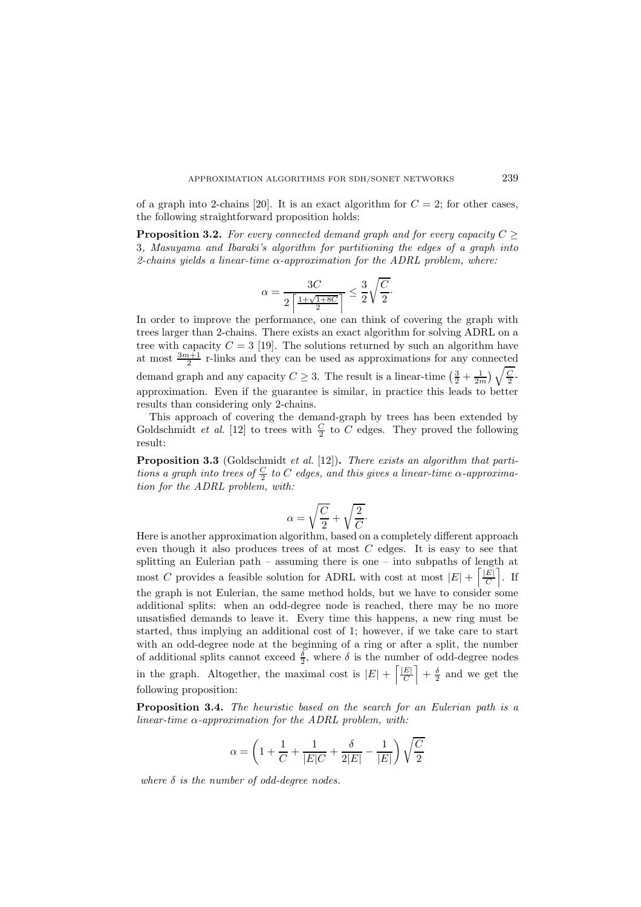of a graph into 2-chains [20]. It is an exact algorithm for $C = 2$; for other cases, the following straightforward proposition holds:

**Proposition 3.2.** *For every connected demand graph and for every capacity $C \geq 3$, Masuyama and Ibaraki's algorithm for partitioning the edges of a graph into 2-chains yields a linear-time $\alpha$-approximation for the ADRL problem, where:*

$$\alpha = \frac{3C}{2\left\lceil \frac{1+\sqrt{1+8C}}{2} \right\rceil} \leq \frac{3}{2}\sqrt{\frac{C}{2}}.$$

In order to improve the performance, one can think of covering the graph with trees larger than 2-chains. There exists an exact algorithm for solving ADRL on a tree with capacity $C = 3$ [19]. The solutions returned by such an algorithm have at most $\frac{3m+1}{2}$ r-links and they can be used as approximations for any connected demand graph and any capacity $C \geq 3$. The result is a linear-time $\left(\frac{3}{2} + \frac{1}{2m}\right)\sqrt{\frac{C}{2}}$-approximation. Even if the guarantee is similar, in practice this leads to better results than considering only 2-chains.

This approach of covering the demand-graph by trees has been extended by Goldschmidt *et al.* [12] to trees with $\frac{C}{2}$ to $C$ edges. They proved the following result:

**Proposition 3.3** (Goldschmidt *et al.* [12])**.** *There exists an algorithm that partitions a graph into trees of $\frac{C}{2}$ to $C$ edges, and this gives a linear-time $\alpha$-approximation for the ADRL problem, with:*

$$\alpha = \sqrt{\frac{C}{2}} + \sqrt{\frac{2}{C}}.$$

Here is another approximation algorithm, based on a completely different approach even though it also produces trees of at most $C$ edges. It is easy to see that splitting an Eulerian path – assuming there is one – into subpaths of length at most $C$ provides a feasible solution for ADRL with cost at most $|E| + \left\lceil \frac{|E|}{C} \right\rceil$. If the graph is not Eulerian, the same method holds, but we have to consider some additional splits: when an odd-degree node is reached, there may be no more unsatisfied demands to leave it. Every time this happens, a new ring must be started, thus implying an additional cost of 1; however, if we take care to start with an odd-degree node at the beginning of a ring or after a split, the number of additional splits cannot exceed $\frac{\delta}{2}$, where $\delta$ is the number of odd-degree nodes in the graph. Altogether, the maximal cost is $|E| + \left\lceil \frac{|E|}{C} \right\rceil + \frac{\delta}{2}$ and we get the following proposition:

**Proposition 3.4.** *The heuristic based on the search for an Eulerian path is a linear-time $\alpha$-approximation for the ADRL problem, with:*

$$\alpha = \left(1 + \frac{1}{C} + \frac{1}{|E|C} + \frac{\delta}{2|E|} - \frac{1}{|E|}\right)\sqrt{\frac{C}{2}}$$

*where $\delta$ is the number of odd-degree nodes.*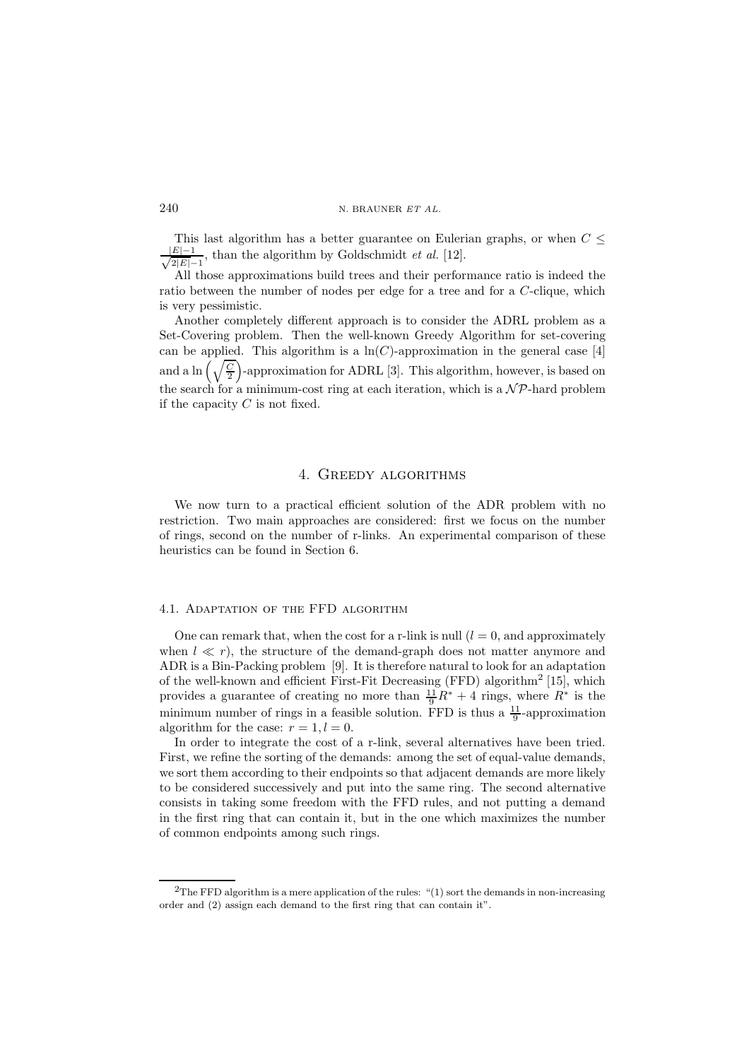This last algorithm has a better guarantee on Eulerian graphs, or when $C \leq \frac{|E|-1}{\sqrt{2|E|-1}}$, than the algorithm by Goldschmidt *et al.* [12].

All those approximations build trees and their performance ratio is indeed the ratio between the number of nodes per edge for a tree and for a $C$-clique, which is very pessimistic.

Another completely different approach is to consider the ADRL problem as a Set-Covering problem. Then the well-known Greedy Algorithm for set-covering can be applied. This algorithm is a $\ln(C)$-approximation in the general case [4] and a $\ln\left(\sqrt{\frac{C}{2}}\right)$-approximation for ADRL [3]. This algorithm, however, is based on the search for a minimum-cost ring at each iteration, which is a $\mathcal{NP}$-hard problem if the capacity $C$ is not fixed.

## 4. Greedy algorithms

We now turn to a practical efficient solution of the ADR problem with no restriction. Two main approaches are considered: first we focus on the number of rings, second on the number of r-links. An experimental comparison of these heuristics can be found in Section 6.

### 4.1. Adaptation of the FFD algorithm

One can remark that, when the cost for a r-link is null ($l = 0$, and approximately when $l \ll r$), the structure of the demand-graph does not matter anymore and ADR is a Bin-Packing problem [9]. It is therefore natural to look for an adaptation of the well-known and efficient First-Fit Decreasing (FFD) algorithm[2] [15], which provides a guarantee of creating no more than $\frac{11}{9}R^* + 4$ rings, where $R^*$ is the minimum number of rings in a feasible solution. FFD is thus a $\frac{11}{9}$-approximation algorithm for the case: $r = 1, l = 0$.

In order to integrate the cost of a r-link, several alternatives have been tried. First, we refine the sorting of the demands: among the set of equal-value demands, we sort them according to their endpoints so that adjacent demands are more likely to be considered successively and put into the same ring. The second alternative consists in taking some freedom with the FFD rules, and not putting a demand in the first ring that can contain it, but in the one which maximizes the number of common endpoints among such rings.

---

[2] The FFD algorithm is a mere application of the rules: "(1) sort the demands in non-increasing order and (2) assign each demand to the first ring that can contain it".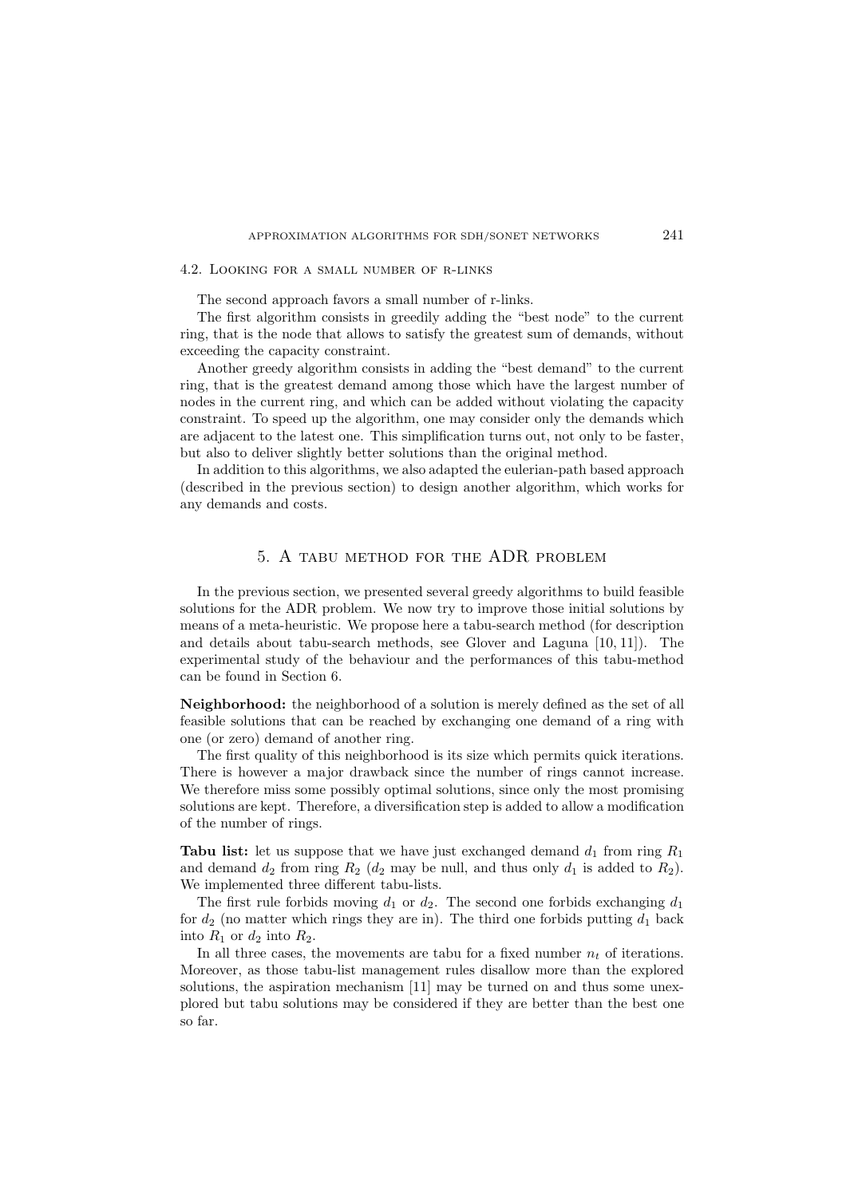### 4.2. Looking for a small number of r-links

The second approach favors a small number of r-links.

The first algorithm consists in greedily adding the "best node" to the current ring, that is the node that allows to satisfy the greatest sum of demands, without exceeding the capacity constraint.

Another greedy algorithm consists in adding the "best demand" to the current ring, that is the greatest demand among those which have the largest number of nodes in the current ring, and which can be added without violating the capacity constraint. To speed up the algorithm, one may consider only the demands which are adjacent to the latest one. This simplification turns out, not only to be faster, but also to deliver slightly better solutions than the original method.

In addition to this algorithms, we also adapted the eulerian-path based approach (described in the previous section) to design another algorithm, which works for any demands and costs.

## 5. A tabu method for the ADR problem

In the previous section, we presented several greedy algorithms to build feasible solutions for the ADR problem. We now try to improve those initial solutions by means of a meta-heuristic. We propose here a tabu-search method (for description and details about tabu-search methods, see Glover and Laguna [10, 11]). The experimental study of the behaviour and the performances of this tabu-method can be found in Section 6.

**Neighborhood:** the neighborhood of a solution is merely defined as the set of all feasible solutions that can be reached by exchanging one demand of a ring with one (or zero) demand of another ring.

The first quality of this neighborhood is its size which permits quick iterations. There is however a major drawback since the number of rings cannot increase. We therefore miss some possibly optimal solutions, since only the most promising solutions are kept. Therefore, a diversification step is added to allow a modification of the number of rings.

**Tabu list:** let us suppose that we have just exchanged demand $d_1$ from ring $R_1$ and demand $d_2$ from ring $R_2$ ($d_2$ may be null, and thus only $d_1$ is added to $R_2$). We implemented three different tabu-lists.

The first rule forbids moving $d_1$ or $d_2$. The second one forbids exchanging $d_1$ for $d_2$ (no matter which rings they are in). The third one forbids putting $d_1$ back into $R_1$ or $d_2$ into $R_2$.

In all three cases, the movements are tabu for a fixed number $n_t$ of iterations. Moreover, as those tabu-list management rules disallow more than the explored solutions, the aspiration mechanism [11] may be turned on and thus some unexplored but tabu solutions may be considered if they are better than the best one so far.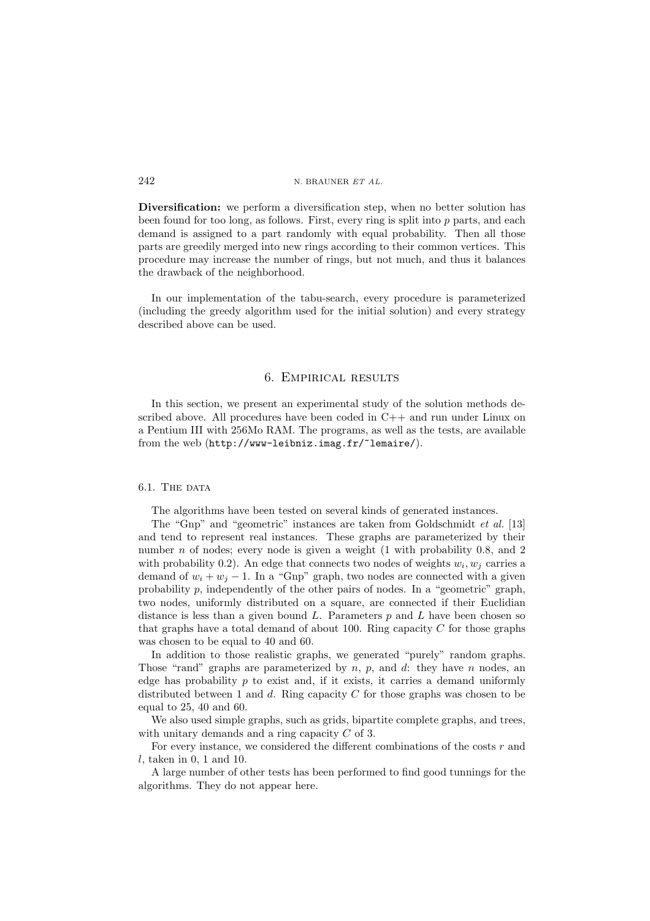**Diversification:** we perform a diversification step, when no better solution has been found for too long, as follows. First, every ring is split into $p$ parts, and each demand is assigned to a part randomly with equal probability. Then all those parts are greedily merged into new rings according to their common vertices. This procedure may increase the number of rings, but not much, and thus it balances the drawback of the neighborhood.

In our implementation of the tabu-search, every procedure is parameterized (including the greedy algorithm used for the initial solution) and every strategy described above can be used.

## 6. Empirical results

In this section, we present an experimental study of the solution methods described above. All procedures have been coded in C++ and run under Linux on a Pentium III with 256Mo RAM. The programs, as well as the tests, are available from the web (`http://www-leibniz.imag.fr/~lemaire/`).

### 6.1. The data

The algorithms have been tested on several kinds of generated instances.

The "Gnp" and "geometric" instances are taken from Goldschmidt *et al.* [13] and tend to represent real instances. These graphs are parameterized by their number $n$ of nodes; every node is given a weight (1 with probability 0.8, and 2 with probability 0.2). An edge that connects two nodes of weights $w_i, w_j$ carries a demand of $w_i + w_j - 1$. In a "Gnp" graph, two nodes are connected with a given probability $p$, independently of the other pairs of nodes. In a "geometric" graph, two nodes, uniformly distributed on a square, are connected if their Euclidian distance is less than a given bound $L$. Parameters $p$ and $L$ have been chosen so that graphs have a total demand of about 100. Ring capacity $C$ for those graphs was chosen to be equal to 40 and 60.

In addition to those realistic graphs, we generated "purely" random graphs. Those "rand" graphs are parameterized by $n$, $p$, and $d$: they have $n$ nodes, an edge has probability $p$ to exist and, if it exists, it carries a demand uniformly distributed between 1 and $d$. Ring capacity $C$ for those graphs was chosen to be equal to 25, 40 and 60.

We also used simple graphs, such as grids, bipartite complete graphs, and trees, with unitary demands and a ring capacity $C$ of 3.

For every instance, we considered the different combinations of the costs $r$ and $l$, taken in 0, 1 and 10.

A large number of other tests has been performed to find good tunnings for the algorithms. They do not appear here.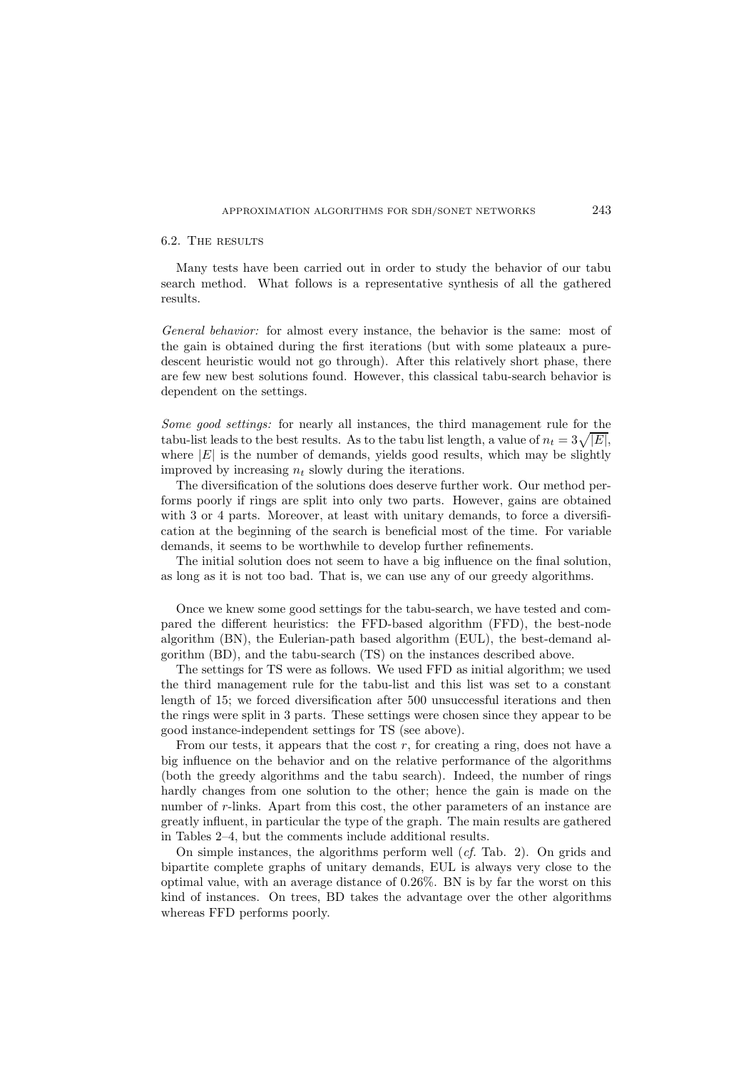### 6.2. The results

Many tests have been carried out in order to study the behavior of our tabu search method. What follows is a representative synthesis of all the gathered results.

*General behavior:* for almost every instance, the behavior is the same: most of the gain is obtained during the first iterations (but with some plateaux a pure-descent heuristic would not go through). After this relatively short phase, there are few new best solutions found. However, this classical tabu-search behavior is dependent on the settings.

*Some good settings:* for nearly all instances, the third management rule for the tabu-list leads to the best results. As to the tabu list length, a value of $n_t = 3\sqrt{|E|}$, where $|E|$ is the number of demands, yields good results, which may be slightly improved by increasing $n_t$ slowly during the iterations.

The diversification of the solutions does deserve further work. Our method performs poorly if rings are split into only two parts. However, gains are obtained with 3 or 4 parts. Moreover, at least with unitary demands, to force a diversification at the beginning of the search is beneficial most of the time. For variable demands, it seems to be worthwhile to develop further refinements.

The initial solution does not seem to have a big influence on the final solution, as long as it is not too bad. That is, we can use any of our greedy algorithms.

Once we knew some good settings for the tabu-search, we have tested and compared the different heuristics: the FFD-based algorithm (FFD), the best-node algorithm (BN), the Eulerian-path based algorithm (EUL), the best-demand algorithm (BD), and the tabu-search (TS) on the instances described above.

The settings for TS were as follows. We used FFD as initial algorithm; we used the third management rule for the tabu-list and this list was set to a constant length of 15; we forced diversification after 500 unsuccessful iterations and then the rings were split in 3 parts. These settings were chosen since they appear to be good instance-independent settings for TS (see above).

From our tests, it appears that the cost $r$, for creating a ring, does not have a big influence on the behavior and on the relative performance of the algorithms (both the greedy algorithms and the tabu search). Indeed, the number of rings hardly changes from one solution to the other; hence the gain is made on the number of $r$-links. Apart from this cost, the other parameters of an instance are greatly influent, in particular the type of the graph. The main results are gathered in Tables 2–4, but the comments include additional results.

On simple instances, the algorithms perform well (*cf.* Tab. 2). On grids and bipartite complete graphs of unitary demands, EUL is always very close to the optimal value, with an average distance of 0.26%. BN is by far the worst on this kind of instances. On trees, BD takes the advantage over the other algorithms whereas FFD performs poorly.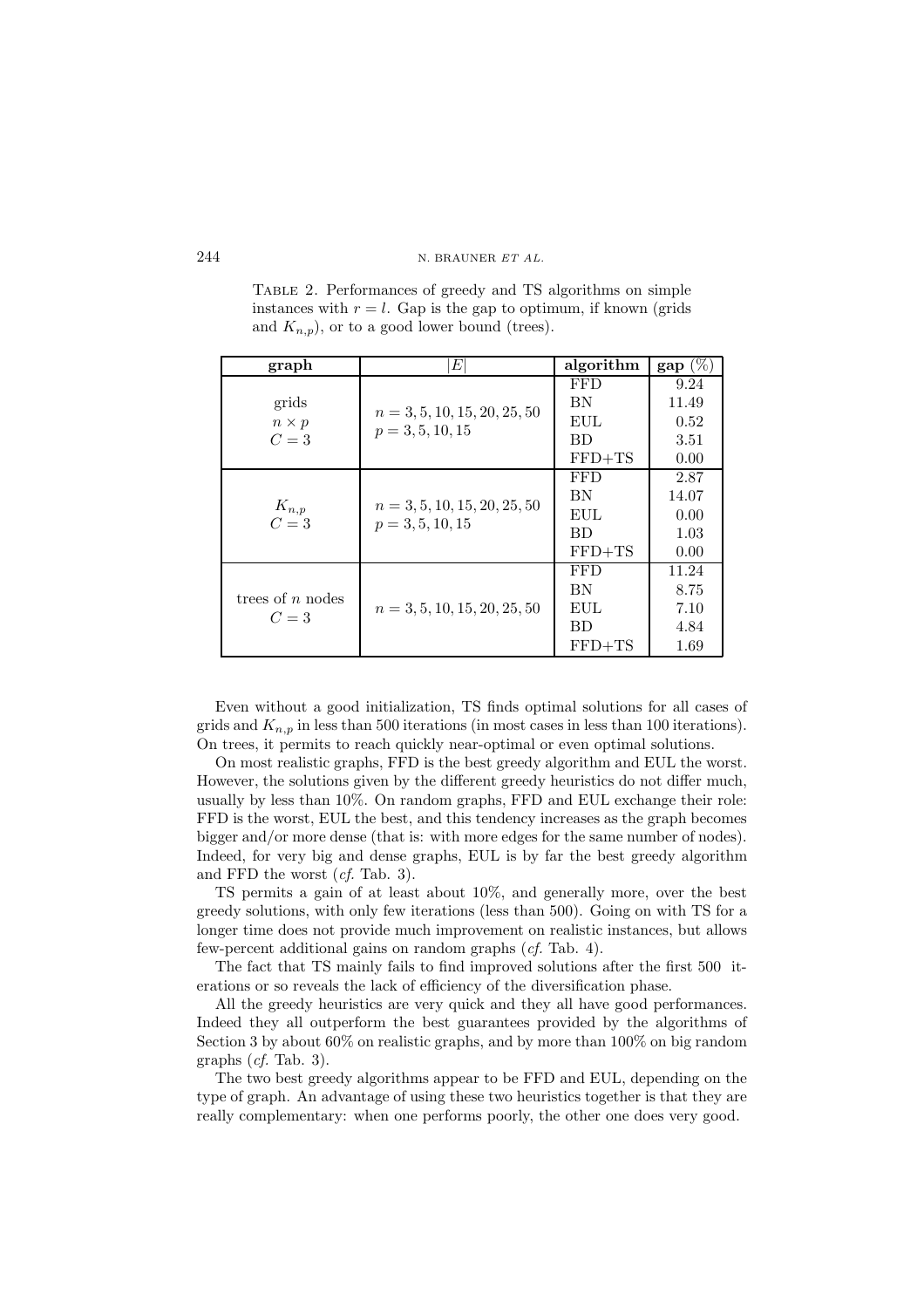Table 2. Performances of greedy and TS algorithms on simple instances with $r = l$. Gap is the gap to optimum, if known (grids and $K_{n,p}$), or to a good lower bound (trees).

| graph | $\|E\|$ | algorithm | gap (%) |
|---|---|---|---|
| grids $n \times p$ $C = 3$ | $n = 3, 5, 10, 15, 20, 25, 50$ $p = 3, 5, 10, 15$ | FFD | 9.24 |
| | | BN | 11.49 |
| | | EUL | 0.52 |
| | | BD | 3.51 |
| | | FFD+TS | 0.00 |
| $K_{n,p}$ $C = 3$ | $n = 3, 5, 10, 15, 20, 25, 50$ $p = 3, 5, 10, 15$ | FFD | 2.87 |
| | | BN | 14.07 |
| | | EUL | 0.00 |
| | | BD | 1.03 |
| | | FFD+TS | 0.00 |
| trees of $n$ nodes $C = 3$ | $n = 3, 5, 10, 15, 20, 25, 50$ | FFD | 11.24 |
| | | BN | 8.75 |
| | | EUL | 7.10 |
| | | BD | 4.84 |
| | | FFD+TS | 1.69 |

Even without a good initialization, TS finds optimal solutions for all cases of grids and $K_{n,p}$ in less than 500 iterations (in most cases in less than 100 iterations). On trees, it permits to reach quickly near-optimal or even optimal solutions.

On most realistic graphs, FFD is the best greedy algorithm and EUL the worst. However, the solutions given by the different greedy heuristics do not differ much, usually by less than 10%. On random graphs, FFD and EUL exchange their role: FFD is the worst, EUL the best, and this tendency increases as the graph becomes bigger and/or more dense (that is: with more edges for the same number of nodes). Indeed, for very big and dense graphs, EUL is by far the best greedy algorithm and FFD the worst (*cf.* Tab. 3).

TS permits a gain of at least about 10%, and generally more, over the best greedy solutions, with only few iterations (less than 500). Going on with TS for a longer time does not provide much improvement on realistic instances, but allows few-percent additional gains on random graphs (*cf.* Tab. 4).

The fact that TS mainly fails to find improved solutions after the first 500 iterations or so reveals the lack of efficiency of the diversification phase.

All the greedy heuristics are very quick and they all have good performances. Indeed they all outperform the best guarantees provided by the algorithms of Section 3 by about 60% on realistic graphs, and by more than 100% on big random graphs (*cf.* Tab. 3).

The two best greedy algorithms appear to be FFD and EUL, depending on the type of graph. An advantage of using these two heuristics together is that they are really complementary: when one performs poorly, the other one does very good.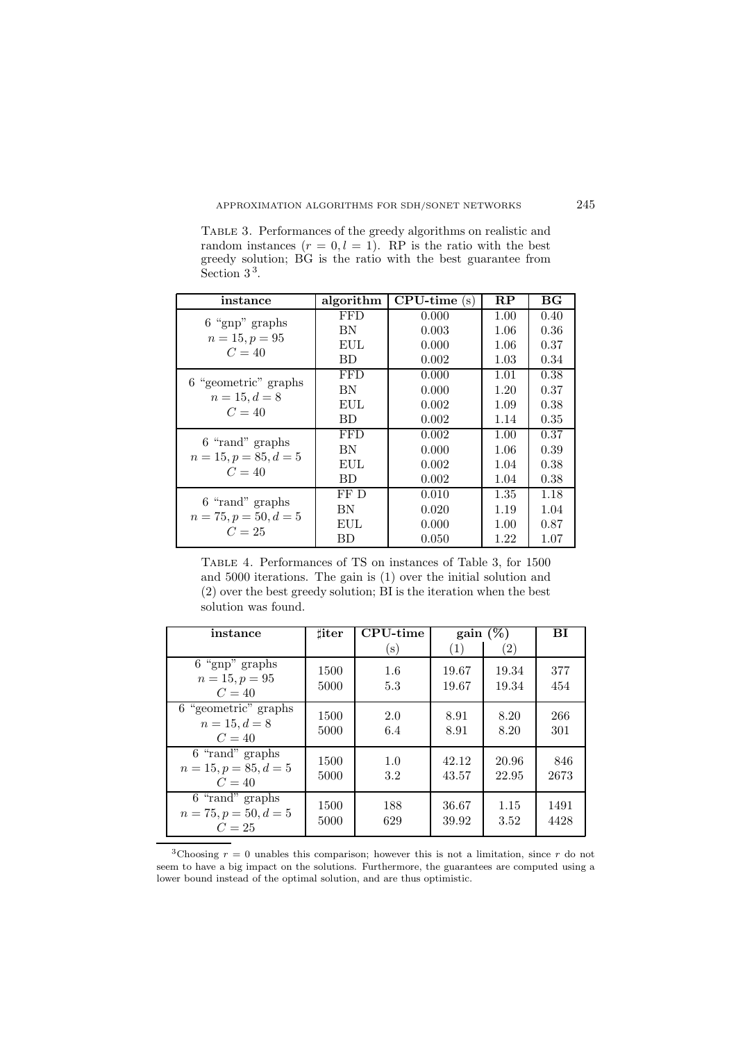Table 3. Performances of the greedy algorithms on realistic and random instances ($r = 0, l = 1$). RP is the ratio with the best greedy solution; BG is the ratio with the best guarantee from Section 3[3].

| instance | algorithm | CPU-time (s) | RP | BG |
|---|---|---|---|---|
| 6 "gnp" graphs $n = 15, p = 95$ $C = 40$ | FFD | 0.000 | 1.00 | 0.40 |
| | BN | 0.003 | 1.06 | 0.36 |
| | EUL | 0.000 | 1.06 | 0.37 |
| | BD | 0.002 | 1.03 | 0.34 |
| 6 "geometric" graphs $n = 15, d = 8$ $C = 40$ | FFD | 0.000 | 1.01 | 0.38 |
| | BN | 0.000 | 1.20 | 0.37 |
| | EUL | 0.002 | 1.09 | 0.38 |
| | BD | 0.002 | 1.14 | 0.35 |
| 6 "rand" graphs $n = 15, p = 85, d = 5$ $C = 40$ | FFD | 0.002 | 1.00 | 0.37 |
| | BN | 0.000 | 1.06 | 0.39 |
| | EUL | 0.002 | 1.04 | 0.38 |
| | BD | 0.002 | 1.04 | 0.38 |
| 6 "rand" graphs $n = 75, p = 50, d = 5$ $C = 25$ | FF D | 0.010 | 1.35 | 1.18 |
| | BN | 0.020 | 1.19 | 1.04 |
| | EUL | 0.000 | 1.00 | 0.87 |
| | BD | 0.050 | 1.22 | 1.07 |

Table 4. Performances of TS on instances of Table 3, for 1500 and 5000 iterations. The gain is (1) over the initial solution and (2) over the best greedy solution; BI is the iteration when the best solution was found.

| instance | ♯iter | CPU-time | gain (%) | | BI |
|---|---|---|---|---|---|
| | | (s) | (1) | (2) | |
| 6 "gnp" graphs $n = 15, p = 95$ $C = 40$ | 1500 | 1.6 | 19.67 | 19.34 | 377 |
| | 5000 | 5.3 | 19.67 | 19.34 | 454 |
| 6 "geometric" graphs $n = 15, d = 8$ $C = 40$ | 1500 | 2.0 | 8.91 | 8.20 | 266 |
| | 5000 | 6.4 | 8.91 | 8.20 | 301 |
| 6 "rand" graphs $n = 15, p = 85, d = 5$ $C = 40$ | 1500 | 1.0 | 42.12 | 20.96 | 846 |
| | 5000 | 3.2 | 43.57 | 22.95 | 2673 |
| 6 "rand" graphs $n = 75, p = 50, d = 5$ $C = 25$ | 1500 | 188 | 36.67 | 1.15 | 1491 |
| | 5000 | 629 | 39.92 | 3.52 | 4428 |

[3]Choosing $r = 0$ unables this comparison; however this is not a limitation, since $r$ do not seem to have a big impact on the solutions. Furthermore, the guarantees are computed using a lower bound instead of the optimal solution, and are thus optimistic.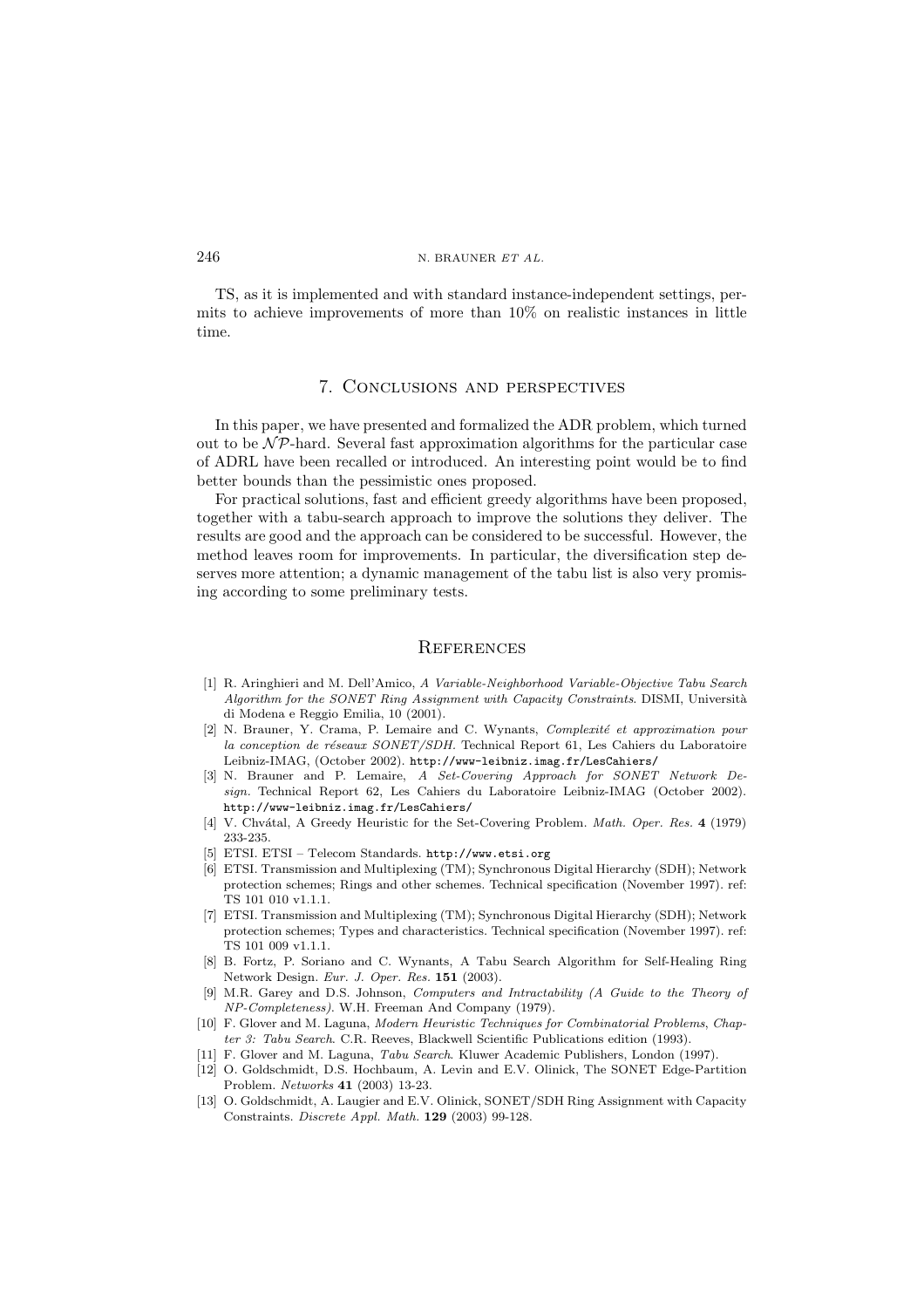TS, as it is implemented and with standard instance-independent settings, permits to achieve improvements of more than 10% on realistic instances in little time.

## 7. Conclusions and perspectives

In this paper, we have presented and formalized the ADR problem, which turned out to be $\mathcal{NP}$-hard. Several fast approximation algorithms for the particular case of ADRL have been recalled or introduced. An interesting point would be to find better bounds than the pessimistic ones proposed.

For practical solutions, fast and efficient greedy algorithms have been proposed, together with a tabu-search approach to improve the solutions they deliver. The results are good and the approach can be considered to be successful. However, the method leaves room for improvements. In particular, the diversification step deserves more attention; a dynamic management of the tabu list is also very promising according to some preliminary tests.

## References

[1] R. Aringhieri and M. Dell'Amico, *A Variable-Neighborhood Variable-Objective Tabu Search Algorithm for the SONET Ring Assignment with Capacity Constraints*. DISMI, Università di Modena e Reggio Emilia, 10 (2001).

[2] N. Brauner, Y. Crama, P. Lemaire and C. Wynants, *Complexité et approximation pour la conception de réseaux SONET/SDH*. Technical Report 61, Les Cahiers du Laboratoire Leibniz-IMAG, (October 2002). http://www-leibniz.imag.fr/LesCahiers/

[3] N. Brauner and P. Lemaire, *A Set-Covering Approach for SONET Network Design*. Technical Report 62, Les Cahiers du Laboratoire Leibniz-IMAG (October 2002). http://www-leibniz.imag.fr/LesCahiers/

[4] V. Chvátal, A Greedy Heuristic for the Set-Covering Problem. *Math. Oper. Res.* **4** (1979) 233-235.

[5] ETSI. ETSI – Telecom Standards. http://www.etsi.org

[6] ETSI. Transmission and Multiplexing (TM); Synchronous Digital Hierarchy (SDH); Network protection schemes; Rings and other schemes. Technical specification (November 1997). ref: TS 101 010 v1.1.1.

[7] ETSI. Transmission and Multiplexing (TM); Synchronous Digital Hierarchy (SDH); Network protection schemes; Types and characteristics. Technical specification (November 1997). ref: TS 101 009 v1.1.1.

[8] B. Fortz, P. Soriano and C. Wynants, A Tabu Search Algorithm for Self-Healing Ring Network Design. *Eur. J. Oper. Res.* **151** (2003).

[9] M.R. Garey and D.S. Johnson, *Computers and Intractability (A Guide to the Theory of NP-Completeness)*. W.H. Freeman And Company (1979).

[10] F. Glover and M. Laguna, *Modern Heuristic Techniques for Combinatorial Problems*, *Chapter 3: Tabu Search*. C.R. Reeves, Blackwell Scientific Publications edition (1993).

[11] F. Glover and M. Laguna, *Tabu Search*. Kluwer Academic Publishers, London (1997).

[12] O. Goldschmidt, D.S. Hochbaum, A. Levin and E.V. Olinick, The SONET Edge-Partition Problem. *Networks* **41** (2003) 13-23.

[13] O. Goldschmidt, A. Laugier and E.V. Olinick, SONET/SDH Ring Assignment with Capacity Constraints. *Discrete Appl. Math.* **129** (2003) 99-128.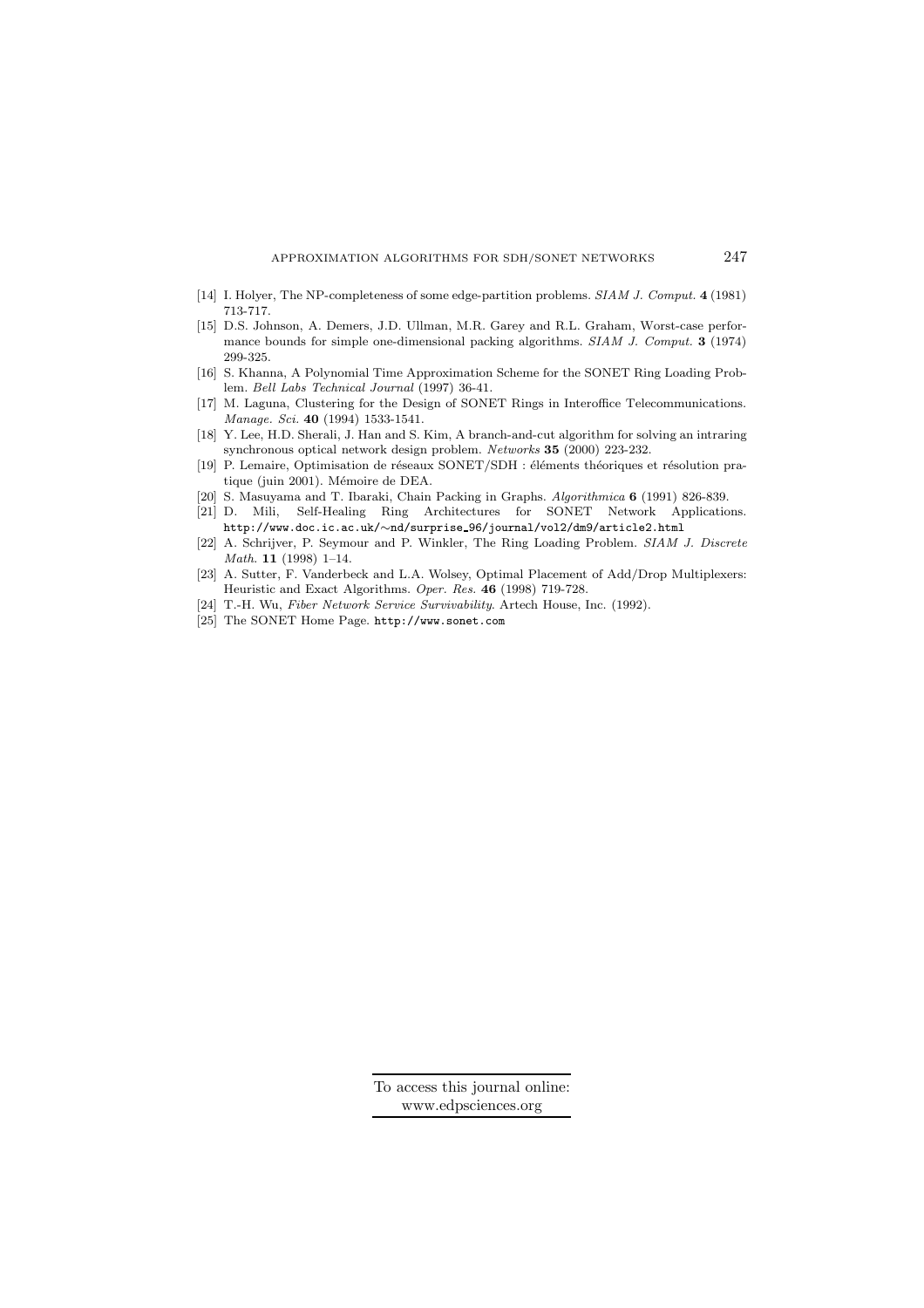[14] I. Holyer, The NP-completeness of some edge-partition problems. *SIAM J. Comput.* **4** (1981) 713-717.

[15] D.S. Johnson, A. Demers, J.D. Ullman, M.R. Garey and R.L. Graham, Worst-case performance bounds for simple one-dimensional packing algorithms. *SIAM J. Comput.* **3** (1974) 299-325.

[16] S. Khanna, A Polynomial Time Approximation Scheme for the SONET Ring Loading Problem. *Bell Labs Technical Journal* (1997) 36-41.

[17] M. Laguna, Clustering for the Design of SONET Rings in Interoffice Telecommunications. *Manage. Sci.* **40** (1994) 1533-1541.

[18] Y. Lee, H.D. Sherali, J. Han and S. Kim, A branch-and-cut algorithm for solving an intraring synchronous optical network design problem. *Networks* **35** (2000) 223-232.

[19] P. Lemaire, Optimisation de réseaux SONET/SDH : éléments théoriques et résolution pratique (juin 2001). Mémoire de DEA.

[20] S. Masuyama and T. Ibaraki, Chain Packing in Graphs. *Algorithmica* **6** (1991) 826-839.

[21] D. Mili, Self-Healing Ring Architectures for SONET Network Applications. `http://www.doc.ic.ac.uk/~nd/surprise_96/journal/vol2/dm9/article2.html`

[22] A. Schrijver, P. Seymour and P. Winkler, The Ring Loading Problem. *SIAM J. Discrete Math.* **11** (1998) 1–14.

[23] A. Sutter, F. Vanderbeck and L.A. Wolsey, Optimal Placement of Add/Drop Multiplexers: Heuristic and Exact Algorithms. *Oper. Res.* **46** (1998) 719-728.

[24] T.-H. Wu, *Fiber Network Service Survivability*. Artech House, Inc. (1992).

[25] The SONET Home Page. `http://www.sonet.com`

To access this journal online:
www.edpsciences.org